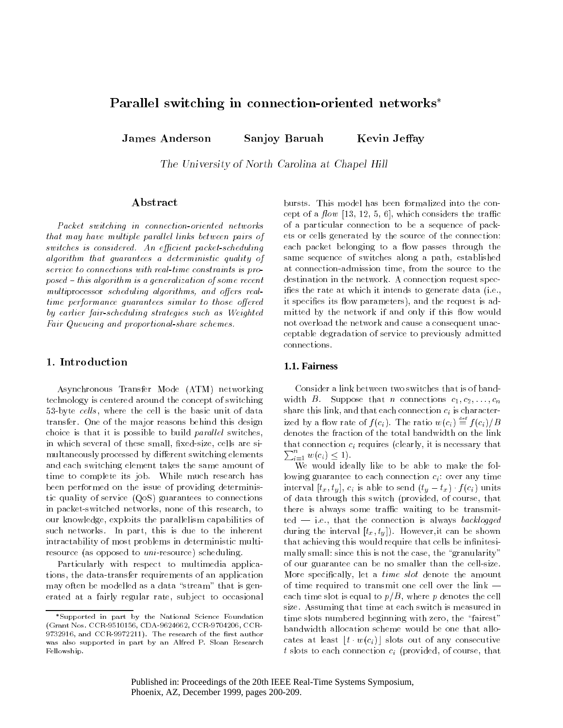# Parallel switching in connection-orientated networks*

**James Anderson** **Sanjoy Baruah** **Kevin Jeffay**

*The University of North Carolina at Chapel Hill*

## Abstract

*Packet switching in connection-oriented networks that may have multiple parallel links between pairs of switches is considered. An efficient packet-scheduling algorithm that guarantees a deterministic quality of service to connections with real-time constraints is proposed – this algorithm is a generalization of some recent multiprocessor scheduling algorithms, and offers real-time performance guarantees similar to those offered by earlier fair-scheduling strategies such as Weighted Fair Queueing and proportional-share schemes.*

## 1. Introduction

Asynchronous Transfer Mode (ATM) networking technology is centered around the concept of switching 53-byte *cells*, where the cell is the basic unit of data transfer. One of the major reasons behind this design choice is that it is possible to build *parallel* switches, in which several of these small, fixed-size, cells are simultaneously processed by different switching elements and each switching element takes the same amount of time to complete its job. While much research has been performed on the issue of providing deterministic quality of service (QoS) guarantees to connections in packet-switched networks, none of this research, to our knowledge, exploits the parallelism capabilities of such networks. In part, this is due to the inherent intractability of most problems in deterministic multi-resource (as opposed to *uni*-resource) scheduling.

Particularly with respect to multimedia applications, the data-transfer requirements of an application may often be modelled as a data "stream" that is generated at a fairly regular rate, subject to occasional bursts. This model has been formalized into the concept of a *flow* [13, 12, 5, 6], which considers the traffic of a particular connection to be a sequence of packets or cells generated by the source of the connection: each packet belonging to a flow passes through the same sequence of switches along a path, established at connection-admission time, from the source to the destination in the network. A connection request specifies the rate at which it intends to generate data (i.e., it specifies its flow parameters), and the request is admitted by the network if and only if this flow would not overload the network and cause a consequent unacceptable degradation of service to previously admitted connections.

### 1.1. Fairness

Consider a link between two switches that is of bandwidth $B$. Suppose that $n$ connections $c_1, c_2, \ldots, c_n$ share this link, and that each connection $c_i$ is characterized by a flow rate of $f(c_i)$. The ratio $w(c_i) \stackrel{\text{def}}{=} f(c_i)/B$ denotes the fraction of the total bandwidth on the link that connection $c_i$ requires (clearly, it is necessary that $\sum_{i=1}^{n} w(c_i) \leq 1$).

We would ideally like to be able to make the following guarantee to each connection $c_i$: over any time interval $[t_x, t_y]$, $c_i$ is able to send $(t_y - t_x) \cdot f(c_i)$ units of data through this switch (provided, of course, that there is always some traffic waiting to be transmitted — i.e., that the connection is always *backlogged* during the interval $[t_x, t_y]$). However,it can be shown that achieving this would require that cells be infinitesimally small: since this is not the case, the "granularity" of our guarantee can be no smaller than the cell-size. More specifically, let a *time slot* denote the amount of time required to transmit one cell over the link — each time slot is equal to $p/B$, where $p$ denotes the cell size. Assuming that time at each switch is measured in time slots numbered beginning with zero, the "fairest" bandwidth allocation scheme would be one that allocates at least $\lfloor t \cdot w(c_i) \rfloor$ slots out of any consecutive $t$ slots to each connection $c_i$ (provided, of course, that

*Supported in part by the National Science Foundation (Grant Nos. CCR-9510156, CDA-9624662, CCR-9704206, CCR-9732916, and CCR-9972211). The research of the first author was also supported in part by an Alfred P. Sloan Research Fellowship.

Published in: Proceedings of the 20th IEEE Real-Time Systems Symposium, Phoenix, AZ, December 1999, pages 200-209.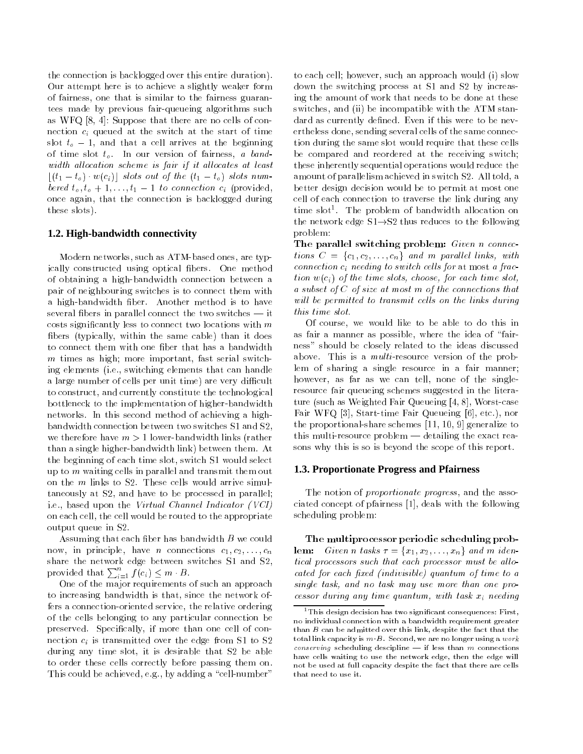the connection is backlogged over this entire duration). Our attempt here is to achieve a slightly weaker form of fairness, one that is similar to the fairness guarantees made by previous fair-queueing algorithms such as WFQ [8, 4]: Suppose that there are no cells of connection $c_i$ queued at the switch at the start of time slot $t_o - 1$, and that a cell arrives at the beginning of time slot $t_o$. In our version of fairness, *a bandwidth allocation scheme is fair if it allocates at least $\lfloor (t_1 - t_o) \cdot w(c_i) \rfloor$ slots out of the $(t_1 - t_o)$ slots numbered $t_o, t_o + 1, \ldots, t_1 - 1$ to connection $c_i$* (provided, once again, that the connection is backlogged during these slots).

### 1.2. High-bandwidth connectivity

Modern networks, such as ATM-based ones, are typically constructed using optical fibers. One method of obtaining a high-bandwidth connection between a pair of neighbouring switches is to connect them with a high-bandwidth fiber. Another method is to have several fibers in parallel connect the two switches — it costs significantly less to connect two locations with $m$ fibers (typically, within the same cable) than it does to connect them with one fiber that has a bandwidth $m$ times as high; more important, fast serial switching elements (i.e., switching elements that can handle a large number of cells per unit time) are very difficult to construct, and currently constitute the technological bottleneck to the implementation of higher-bandwidth networks. In this second method of achieving a high-bandwidth connection between two switches S1 and S2, we therefore have $m > 1$ lower-bandwidth links (rather than a single higher-bandwidth link) between them. At the beginning of each time slot, switch S1 would select up to $m$ waiting cells in parallel and transmit them out on the $m$ links to S2. These cells would arrive simultaneously at S2, and have to be processed in parallel; i.e., based upon the *Virtual Channel Indicator (VCI)* on each cell, the cell would be routed to the appropriate output queue in S2.

Assuming that each fiber has bandwidth $B$ we could now, in principle, have $n$ connections $c_1, c_2, \ldots, c_n$ share the network edge between switches S1 and S2, provided that $\sum_{i=1}^{n} f(c_i) \leq m \cdot B$.

One of the major requirements of such an approach to increasing bandwidth is that, since the network offers a connection-oriented service, the relative ordering of the cells belonging to any particular connection be preserved. Specifically, if more than one cell of connection $c_i$ is transmitted over the edge from S1 to S2 during any time slot, it is desirable that S2 be able to order these cells correctly before passing them on. This could be achieved, e.g., by adding a "cell-number" to each cell; however, such an approach would (i) slow down the switching process at S1 and S2 by increasing the amount of work that needs to be done at these switches, and (ii) be incompatible with the ATM standard as currently defined. Even if this were to be nevertheless done, sending several cells of the same connection during the same slot would require that these cells be compared and reordered at the receiving switch; these inherently sequential operations would reduce the amount of parallelism achieved in switch S2. All told, a better design decision would be to permit at most one cell of each connection to traverse the link during any time slot[1]. The problem of bandwidth allocation on the network edge S1→S2 thus reduces to the following problem:

**The parallel switching problem:** *Given $n$ connections $C = \{c_1, c_2, \ldots, c_n\}$ and $m$ parallel links, with connection $c_i$ needing to switch cells for* at most *a fraction $w(c_i)$ of the time slots, choose, for each time slot, a subset of $C$ of size at most $m$ of the connections that will be permitted to transmit cells on the links during this time slot.*

Of course, we would like to be able to do this in as fair a manner as possible, where the idea of "fairness" should be closely related to the ideas discussed above. This is a *multi*-resource version of the problem of sharing a single resource in a fair manner; however, as far as we can tell, none of the single-resource fair queueing schemes suggested in the literature (such as Weighted Fair Queueing [4, 8], Worst-case Fair WFQ [3], Start-time Fair Queueing [6], etc.), nor the proportional-share schemes [11, 10, 9] generalize to this multi-resource problem — detailing the exact reasons why this is so is beyond the scope of this report.

### 1.3. Proportionate Progress and Pfairness

The notion of *proportionate progress*, and the associated concept of pfairness [1], deals with the following scheduling problem:

**The multiprocessor periodic scheduling problem:** *Given $n$ tasks $\tau = \{x_1, x_2, \ldots, x_n\}$ and $m$ identical processors such that each processor must be allocated for each fixed (indivisible) quantum of time to a single task, and no task may use more than one processor during any time quantum, with task $x_i$ needing*

[1] This design decision has two significant consequences: First, no individual connection with a bandwidth requirement greater than $B$ can be admitted over this link, despite the fact that the total link capacity is $m \cdot B$. Second, we are no longer using a *work conserving* scheduling descipline — if less than $m$ connections have cells waiting to use the network edge, then the edge will not be used at full capacity despite the fact that there are cells that need to use it.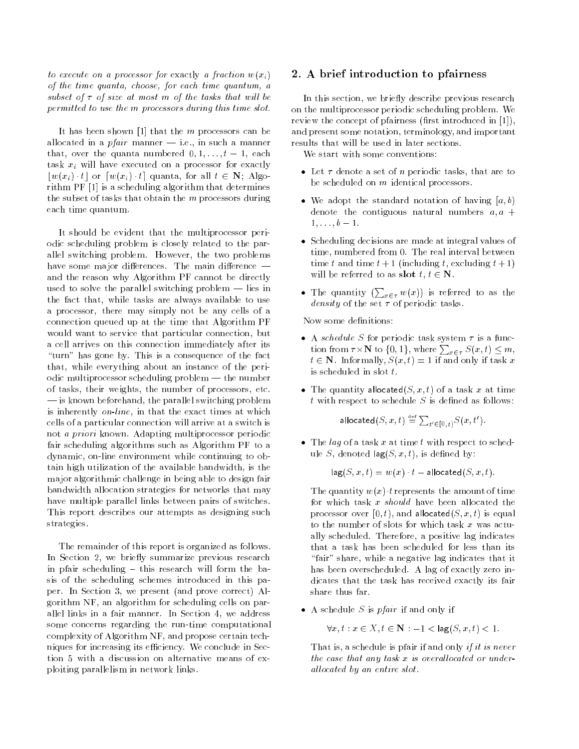*to execute on a processor for* exactly *a fraction $w(x_i)$ of the time quanta, choose, for each time quantum, a subset of $\tau$ of size at most $m$ of the tasks that will be permitted to use the $m$ processors during this time slot.*

It has been shown [1] that the $m$ processors can be allocated in a *pfair* manner — i.e., in such a manner that, over the quanta numbered $0, 1, \ldots, t-1$, each task $x_i$ will have executed on a processor for exactly $\lfloor w(x_i) \cdot t \rfloor$ or $\lceil w(x_i) \cdot t \rceil$ quanta, for all $t \in \mathbf{N}$; Algorithm PF [1] is a scheduling algorithm that determines the subset of tasks that obtain the $m$ processors during each time quantum.

It should be evident that the multiprocessor periodic scheduling problem is closely related to the parallel switching problem. However, the two problems have some major differences. The main difference — and the reason why Algorithm PF cannot be directly used to solve the parallel switching problem — lies in the fact that, while tasks are always available to use a processor, there may simply not be any cells of a connection queued up at the time that Algorithm PF would want to service that particular connection, but a cell arrives on this connection immediately after its "turn" has gone by. This is a consequence of the fact that, while everything about an instance of the periodic multiprocessor scheduling problem — the number of tasks, their weights, the number of processors, etc. — is known beforehand, the parallel switching problem is inherently *on-line*, in that the exact times at which cells of a particular connection will arrive at a switch is not *a priori* known. Adapting multiprocessor periodic fair scheduling algorithms such as Algorithm PF to a dynamic, on-line environment while continuing to obtain high utilization of the available bandwidth, is the major algorithmic challenge in being able to design fair bandwidth allocation strategies for networks that may have multiple parallel links between pairs of switches. This report describes our attempts as designing such strategies.

The remainder of this report is organized as follows. In Section 2, we briefly summarize previous research in pfair scheduling – this research will form the basis of the scheduling schemes introduced in this paper. In Section 3, we present (and prove correct) Algorithm NF, an algorithm for scheduling cells on parallel links in a fair manner. In Section 4, we address some concerns regarding the run-time computational complexity of Algorithm NF, and propose certain techniques for increasing its efficiency. We conclude in Section 5 with a discussion on alternative means of exploiting parallelism in network links.

## 2. A brief introduction to pfairness

In this section, we briefly describe previous research on the multiprocessor periodic scheduling problem. We review the concept of pfairness (first introduced in [1]), and present some notation, terminology, and important results that will be used in later sections.

We start with some conventions:

- Let $\tau$ denote a set of $n$ periodic tasks, that are to be scheduled on $m$ identical processors.
- We adopt the standard notation of having $[a, b)$ denote the contiguous natural numbers $a, a+1, \ldots, b-1$.
- Scheduling decisions are made at integral values of time, numbered from 0. The real interval between time $t$ and time $t+1$ (including $t$, excluding $t+1$) will be referred to as **slot** $t$, $t \in \mathbf{N}$.
- The quantity $(\sum_{x \in \tau} w(x))$ is referred to as the *density* of the set $\tau$ of periodic tasks.

Now some definitions:

- A *schedule* $S$ for periodic task system $\tau$ is a function from $\tau \times \mathbf{N}$ to $\{0, 1\}$, where $\sum_{x \in \tau} S(x, t) \le m$, $t \in \mathbf{N}$. Informally, $S(x, t) = 1$ if and only if task $x$ is scheduled in slot $t$.
- The quantity $\mathsf{allocated}(S, x, t)$ of a task $x$ at time $t$ with respect to schedule $S$ is defined as follows:

  $$\mathsf{allocated}(S, x, t) \stackrel{\text{def}}{=} \sum_{t' \in [0, t)} S(x, t').$$

- The *lag* of a task $x$ at time $t$ with respect to schedule $S$, denoted $\mathsf{lag}(S, x, t)$, is defined by:

  $$\mathsf{lag}(S, x, t) = w(x) \cdot t - \mathsf{allocated}(S, x, t).$$

  The quantity $w(x) \cdot t$ represents the amount of time for which task $x$ *should* have been allocated the processor over $[0, t)$, and $\mathsf{allocated}(S, x, t)$ is equal to the number of slots for which task $x$ was actually scheduled. Therefore, a positive lag indicates that a task has been scheduled for less than its "fair" share, while a negative lag indicates that it has been overscheduled. A lag of exactly zero indicates that the task has received exactly its fair share thus far.

- A schedule $S$ is *pfair* if and only if

  $$\forall x, t : x \in X, t \in \mathbf{N} : -1 < \mathsf{lag}(S, x, t) < 1.$$

  That is, a schedule is pfair if and only if *it is never the case that any task $x$ is overallocated or underallocated by an entire slot.*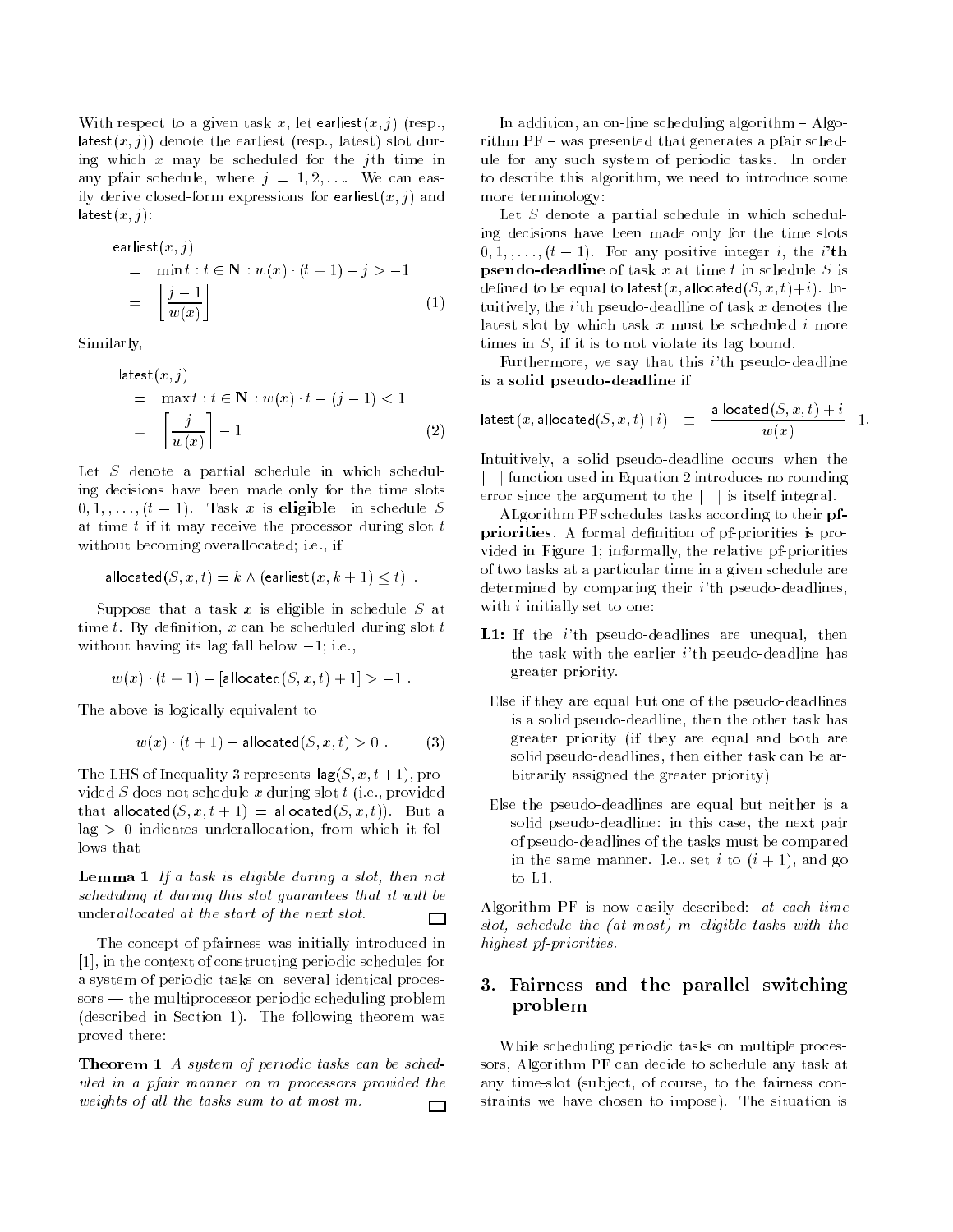With respect to a given task $x$, let $\mathsf{earliest}(x, j)$ (resp., $\mathsf{latest}(x, j)$) denote the earliest (resp., latest) slot during which $x$ may be scheduled for the $j$th time in any pfair schedule, where $j = 1, 2, \ldots$. We can easily derive closed-form expressions for $\mathsf{earliest}(x, j)$ and $\mathsf{latest}(x, j)$:

$$\begin{aligned} & \mathsf{earliest}(x, j) \\ & \quad = \min t : t \in \mathbf{N} : w(x) \cdot (t + 1) - j > -1 \\ & \quad = \left\lfloor \frac{j - 1}{w(x)} \right\rfloor \end{aligned} \tag{1}$$

Similarly,

$$\begin{aligned} & \mathsf{latest}(x, j) \\ & \quad = \max t : t \in \mathbf{N} : w(x) \cdot t - (j - 1) < 1 \\ & \quad = \left\lceil \frac{j}{w(x)} \right\rceil - 1 \end{aligned} \tag{2}$$

Let $S$ denote a partial schedule in which scheduling decisions have been made only for the time slots $0, 1, \ldots, (t - 1)$. Task $x$ is **eligible** in schedule $S$ at time $t$ if it may receive the processor during slot $t$ without becoming overallocated; i.e., if

$$\mathsf{allocated}(S, x, t) = k \wedge (\mathsf{earliest}(x, k + 1) \leq t) \enspace .$$

Suppose that a task $x$ is eligible in schedule $S$ at time $t$. By definition, $x$ can be scheduled during slot $t$ without having its lag fall below $-1$; i.e.,

$$w(x) \cdot (t + 1) - [\mathsf{allocated}(S, x, t) + 1] > -1 \enspace .$$

The above is logically equivalent to

$$w(x) \cdot (t + 1) - \mathsf{allocated}(S, x, t) > 0 \enspace . \tag{3}$$

The LHS of Inequality 3 represents $\mathsf{lag}(S, x, t + 1)$, provided $S$ does not schedule $x$ during slot $t$ (i.e., provided that $\mathsf{allocated}(S, x, t + 1) = \mathsf{allocated}(S, x, t)$). But a lag $> 0$ indicates underallocation, from which it follows that

**Lemma 1** *If a task is eligible during a slot, then not scheduling it during this slot guarantees that it will be underallocated at the start of the next slot.* □

The concept of pfairness was initially introduced in [1], in the context of constructing periodic schedules for a system of periodic tasks on several identical processors — the multiprocessor periodic scheduling problem (described in Section 1). The following theorem was proved there:

**Theorem 1** *A system of periodic tasks can be scheduled in a pfair manner on $m$ processors provided the weights of all the tasks sum to at most $m$.* □

In addition, an on-line scheduling algorithm – Algorithm PF – was presented that generates a pfair schedule for any such system of periodic tasks. In order to describe this algorithm, we need to introduce some more terminology:

Let $S$ denote a partial schedule in which scheduling decisions have been made only for the time slots $0, 1, \ldots, (t - 1)$. For any positive integer $i$, the **$i$'th pseudo-deadline** of task $x$ at time $t$ in schedule $S$ is defined to be equal to $\mathsf{latest}(x, \mathsf{allocated}(S, x, t) + i)$. Intuitively, the $i$'th pseudo-deadline of task $x$ denotes the latest slot by which task $x$ must be scheduled $i$ more times in $S$, if it is to not violate its lag bound.

Furthermore, we say that this $i$'th pseudo-deadline is a **solid pseudo-deadline** if

$$\mathsf{latest}(x, \mathsf{allocated}(S, x, t) + i) \;\; \equiv \;\; \frac{\mathsf{allocated}(S, x, t) + i}{w(x)} - 1.$$

Intuitively, a solid pseudo-deadline occurs when the $\lceil \;\; \rceil$ function used in Equation 2 introduces no rounding error since the argument to the $\lceil \;\; \rceil$ is itself integral.

ALgorithm PF schedules tasks according to their **pf-priorities**. A formal definition of pf-priorities is provided in Figure 1; informally, the relative pf-priorities of two tasks at a particular time in a given schedule are determined by comparing their $i$'th pseudo-deadlines, with $i$ initially set to one:

**L1:** If the $i$'th pseudo-deadlines are unequal, then the task with the earlier $i$'th pseudo-deadline has greater priority.

Else if they are equal but one of the pseudo-deadlines is a solid pseudo-deadline, then the other task has greater priority (if they are equal and both are solid pseudo-deadlines, then either task can be arbitrarily assigned the greater priority)

Else the pseudo-deadlines are equal but neither is a solid pseudo-deadline: in this case, the next pair of pseudo-deadlines of the tasks must be compared in the same manner. I.e., set $i$ to $(i + 1)$, and go to L1.

Algorithm PF is now easily described: *at each time slot, schedule the (at most) $m$ eligible tasks with the highest pf-priorities.*

## 3. Fairness and the parallel switching problem

While scheduling periodic tasks on multiple processors, Algorithm PF can decide to schedule any task at any time-slot (subject, of course, to the fairness constraints we have chosen to impose). The situation is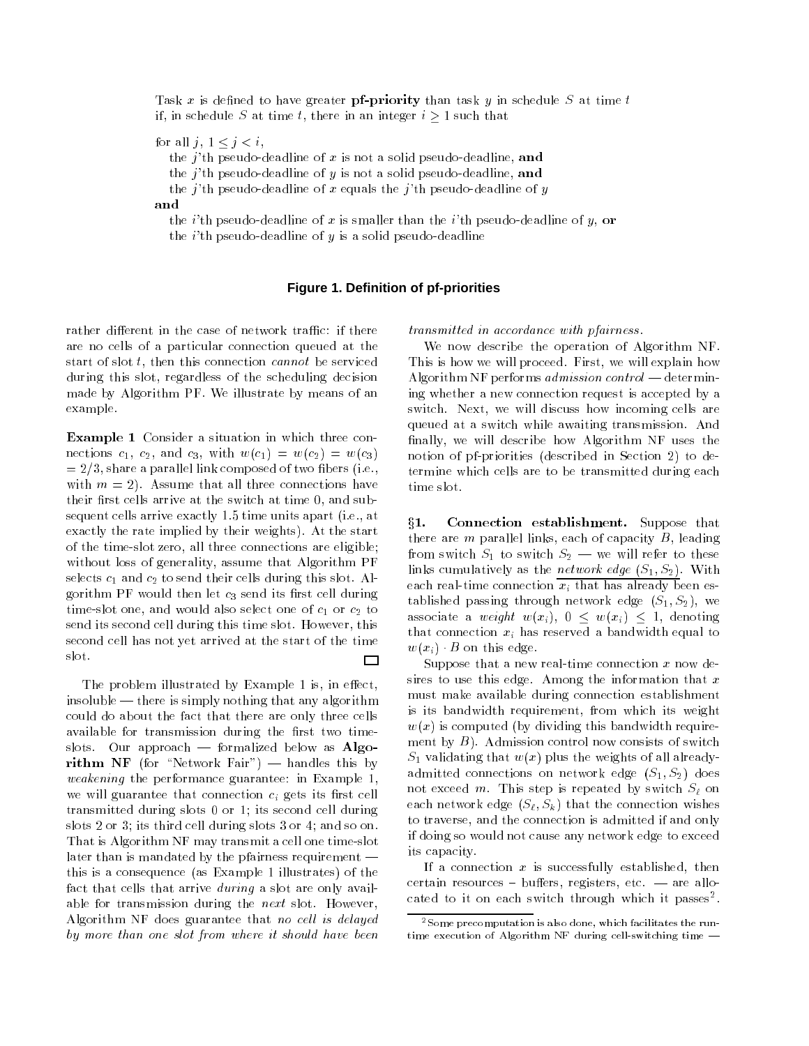Task $x$ is defined to have greater **pf-priority** than task $y$ in schedule $S$ at time $t$ if, in schedule $S$ at time $t$, there in an integer $i \geq 1$ such that

for all $j$, $1 \leq j < i$,
  the $j$'th pseudo-deadline of $x$ is not a solid pseudo-deadline, **and**
  the $j$'th pseudo-deadline of $y$ is not a solid pseudo-deadline, **and**
  the $j$'th pseudo-deadline of $x$ equals the $j$'th pseudo-deadline of $y$
**and**
  the $i$'th pseudo-deadline of $x$ is smaller than the $i$'th pseudo-deadline of $y$, **or**
  the $i$'th pseudo-deadline of $y$ is a solid pseudo-deadline

**Figure 1. Definition of pf-priorities**

rather different in the case of network traffic: if there are no cells of a particular connection queued at the start of slot $t$, then this connection *cannot* be serviced during this slot, regardless of the scheduling decision made by Algorithm PF. We illustrate by means of an example.

**Example 1** Consider a situation in which three connections $c_1$, $c_2$, and $c_3$, with $w(c_1) = w(c_2) = w(c_3) = 2/3$, share a parallel link composed of two fibers (i.e., with $m = 2$). Assume that all three connections have their first cells arrive at the switch at time 0, and subsequent cells arrive exactly 1.5 time units apart (i.e., at exactly the rate implied by their weights). At the start of the time-slot zero, all three connections are eligible; without loss of generality, assume that Algorithm PF selects $c_1$ and $c_2$ to send their cells during this slot. Algorithm PF would then let $c_3$ send its first cell during time-slot one, and would also select one of $c_1$ or $c_2$ to send its second cell during this time slot. However, this second cell has not yet arrived at the start of the time slot. □

The problem illustrated by Example 1 is, in effect, insoluble — there is simply nothing that any algorithm could do about the fact that there are only three cells available for transmission during the first two time-slots. Our approach — formalized below as **Algorithm NF** (for "Network Fair") — handles this by *weakening* the performance guarantee: in Example 1, we will guarantee that connection $c_i$ gets its first cell transmitted during slots 0 or 1; its second cell during slots 2 or 3; its third cell during slots 3 or 4; and so on. That is Algorithm NF may transmit a cell one time-slot later than is mandated by the pfairness requirement — this is a consequence (as Example 1 illustrates) of the fact that cells that arrive *during* a slot are only available for transmission during the *next* slot. However, Algorithm NF does guarantee that *no cell is delayed by more than one slot from where it should have been transmitted in accordance with pfairness.*

We now describe the operation of Algorithm NF. This is how we will proceed. First, we will explain how Algorithm NF performs *admission control* — determining whether a new connection request is accepted by a switch. Next, we will discuss how incoming cells are queued at a switch while awaiting transmission. And finally, we will describe how Algorithm NF uses the notion of pf-priorities (described in Section 2) to determine which cells are to be transmitted during each time slot.

**§1. Connection establishment.** Suppose that there are $m$ parallel links, each of capacity $B$, leading from switch $S_1$ to switch $S_2$ — we will refer to these links cumulatively as the *network edge* $(S_1, S_2)$. With each real-time connection $x_i$ that has already been established passing through network edge $(S_1, S_2)$, we associate a *weight* $w(x_i)$, $0 \leq w(x_i) \leq 1$, denoting that connection $x_i$ has reserved a bandwidth equal to $w(x_i) \cdot B$ on this edge.

Suppose that a new real-time connection $x$ now desires to use this edge. Among the information that $x$ must make available during connection establishment is its bandwidth requirement, from which its weight $w(x)$ is computed (by dividing this bandwidth requirement by $B$). Admission control now consists of switch $S_1$ validating that $w(x)$ plus the weights of all already-admitted connections on network edge $(S_1, S_2)$ does not exceed $m$. This step is repeated by switch $S_\ell$ on each network edge $(S_\ell, S_k)$ that the connection wishes to traverse, and the connection is admitted if and only if doing so would not cause any network edge to exceed its capacity.

If a connection $x$ is successfully established, then certain resources – buffers, registers, etc. — are allocated to it on each switch through which it passes[2].

[2] Some precomputation is also done, which facilitates the run-time execution of Algorithm NF during cell-switching time —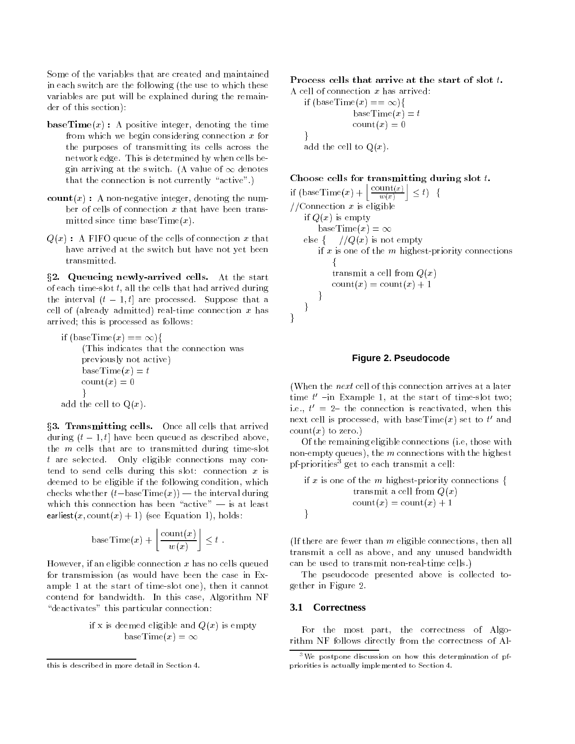Some of the variables that are created and maintained in each switch are the following (the use to which these variables are put will be explained during the remainder of this section):

**baseTime**$(x)$ **:** A positive integer, denoting the time from which we begin considering connection $x$ for the purposes of transmitting its cells across the network edge. This is determined by when cells begin arriving at the switch. (A value of $\infty$ denotes that the connection is not currently "active".)

**count**$(x)$ **:** A non-negative integer, denoting the number of cells of connection $x$ that have been transmitted since time baseTime$(x)$.

$Q(x)$ **:** A FIFO queue of the cells of connection $x$ that have arrived at the switch but have not yet been transmitted.

**§2. Queueing newly-arrived cells.** At the start of each time-slot $t$, all the cells that had arrived during the interval $(t-1, t]$ are processed. Suppose that a cell of (already admitted) real-time connection $x$ has arrived; this is processed as follows:

```
if (baseTime(x) == ∞){
      (This indicates that the connection was
      previously not active)
      baseTime(x) = t
      count(x) = 0
      }
add the cell to Q(x).
```

**§3. Transmitting cells.** Once all cells that arrived during $(t-1, t]$ have been queued as described above, the $m$ cells that are to transmitted during time-slot $t$ are selected. Only eligible connections may contend to send cells during this slot: connection $x$ is deemed to be eligible if the following condition, which checks whether $(t-\text{baseTime}(x))$ — the interval during which this connection has been "active" — is at least $\mathsf{earliest}(x, \text{count}(x)+1)$ (see Equation 1), holds:

$$\text{baseTime}(x) + \left\lfloor \frac{\text{count}(x)}{w(x)} \right\rfloor \leq t \ .$$

However, if an eligible connection $x$ has no cells queued for transmission (as would have been the case in Example 1 at the start of time-slot one), then it cannot contend for bandwidth. In this case, Algorithm NF "deactivates" this particular connection:

```
if x is deemed eligible and Q(x) is empty
        baseTime(x) = ∞
```

(When the *next* cell of this connection arrives at a later time $t'$ –in Example 1, at the start of time-slot two; i.e., $t' = 2$– the connection is reactivated, when this next cell is processed, with baseTime$(x)$ set to $t'$ and count$(x)$ to zero.)

Of the remaining eligible connections (i.e, those with non-empty queues), the $m$ connections with the highest pf-priorities[3] get to each transmit a cell:

```
if x is one of the m highest-priority connections {
          transmit a cell from Q(x)
          count(x) = count(x) + 1
}
```

(If there are fewer than $m$ eligible connections, then all transmit a cell as above, and any unused bandwidth can be used to transmit non-real-time cells.)

The pseudocode presented above is collected together in Figure 2.

**Process cells that arrive at the start of slot $t$.**

```
A cell of connection x has arrived:
   if (baseTime(x) == ∞){
            baseTime(x) = t
            count(x) = 0
   }
   add the cell to Q(x).
```

**Choose cells for transmitting during slot $t$.**

```
if (baseTime(x) + ⌊count(x)/w(x)⌋ ≤ t)  {
//Connection x is eligible
   if Q(x) is empty
      baseTime(x) = ∞
   else {    //Q(x) is not empty
      if x is one of the m highest-priority connections
         {
         transmit a cell from Q(x)
         count(x) = count(x) + 1
      }
   }
}
```

**Figure 2. Pseudocode**

### 3.1 Correctness

For the most part, the correctness of Algorithm NF follows directly from the correctness of Al-

---

this is described in more detail in Section 4.

[3] We postpone discussion on how this determination of pf-priorities is actually implemented to Section 4.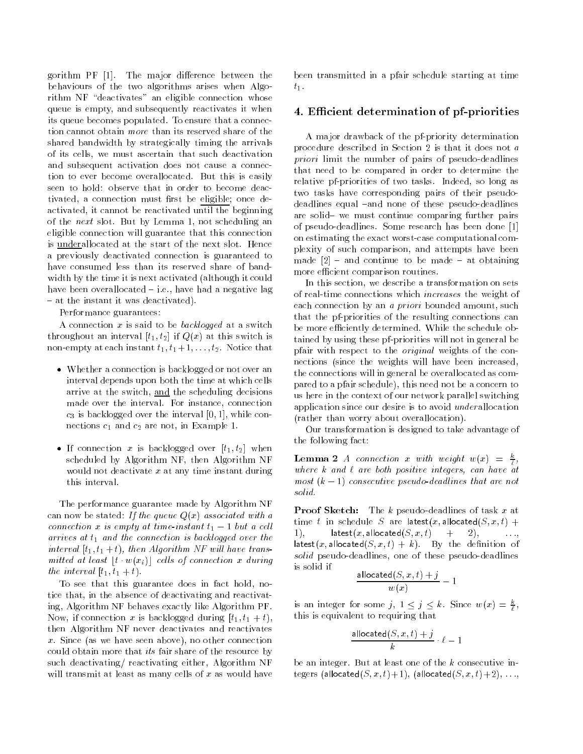gorithm PF [1]. The major difference between the behaviours of the two algorithms arises when Algorithm NF "deactivates" an eligible connection whose queue is empty, and subsequently reactivates it when its queue becomes populated. To ensure that a connection cannot obtain *more* than its reserved share of the shared bandwidth by strategically timing the arrivals of its cells, we must ascertain that such deactivation and subsequent activation does not cause a connection to ever become overallocated. But this is easily seen to hold: observe that in order to become deactivated, a connection must first be eligible; once deactivated, it cannot be reactivated until the beginning of the *next* slot. But by Lemma 1, not scheduling an eligible connection will guarantee that this connection is underallocated at the start of the next slot. Hence a previously deactivated connection is guaranteed to have consumed less than its reserved share of bandwidth by the time it is next activated (although it could have been overallocated – i.e., have had a negative lag – at the instant it was deactivated).

Performance guarantees:

A connection $x$ is said to be *backlogged* at a switch throughout an interval $[t_1, t_2]$ if $Q(x)$ at this switch is non-empty at each instant $t_1, t_1+1, \ldots, t_2$. Notice that

- Whether a connection is backlogged or not over an interval depends upon both the time at which cells arrive at the switch, and the scheduling decisions made over the interval. For instance, connection $c_3$ is backlogged over the interval $[0, 1]$, while connections $c_1$ and $c_2$ are not, in Example 1.

- If connection $x$ is backlogged over $[t_1, t_2]$ when scheduled by Algorithm NF, then Algorithm NF would not deactivate $x$ at any time instant during this interval.

The performance guarantee made by Algorithm NF can now be stated: *If the queue $Q(x)$ associated with a connection $x$ is empty at time-instant $t_1 - 1$ but a cell arrives at $t_1$ and the connection is backlogged over the interval $[t_1, t_1 + t)$, then Algorithm NF will have transmitted at least $\lfloor t \cdot w(x_i) \rfloor$ cells of connection $x$ during the interval $[t_1, t_1 + t)$.*

To see that this guarantee does in fact hold, notice that, in the absence of deactivating and reactivating, Algorithm NF behaves exactly like Algorithm PF. Now, if connection $x$ is backlogged during $[t_1, t_1 + t)$, then Algorithm NF never deactivates and reactivates $x$. Since (as we have seen above), no other connection could obtain more that *its* fair share of the resource by such deactivating/ reactivating either, Algorithm NF will transmit at least as many cells of $x$ as would have been transmitted in a pfair schedule starting at time $t_1$.

## 4. Efficient determination of pf-priorities

A major drawback of the pf-priority determination procedure described in Section 2 is that it does not *a priori* limit the number of pairs of pseudo-deadlines that need to be compared in order to determine the relative pf-priorities of two tasks. Indeed, so long as two tasks have corresponding pairs of their pseudo-deadlines equal –and none of these pseudo-deadlines are solid– we must continue comparing further pairs of pseudo-deadlines. Some research has been done [1] on estimating the exact worst-case computational complexity of such comparison, and attempts have been made [2] – and continue to be made – at obtaining more efficient comparison routines.

In this section, we describe a transformation on sets of real-time connections which *increases* the weight of each connection by an *a priori* bounded amount, such that the pf-priorities of the resulting connections can be more efficiently determined. While the schedule obtained by using these pf-priorities will not in general be pfair with respect to the *original* weights of the connections (since the weights will have been increased, the connections will in general be overallocated as compared to a pfair schedule), this need not be a concern to us here in the context of our network parallel switching application since our desire is to avoid *under*allocation (rather than worry about overallocation).

Our transformation is designed to take advantage of the following fact:

**Lemma 2** *A connection $x$ with weight $w(x) = \frac{k}{\ell}$, where $k$ and $\ell$ are both positive integers, can have at most $(k-1)$ consecutive pseudo-deadlines that are not solid.*

**Proof Sketch:** The $k$ pseudo-deadlines of task $x$ at time $t$ in schedule $S$ are $\mathsf{latest}(x, \mathsf{allocated}(S, x, t) + 1)$, $\mathsf{latest}(x, \mathsf{allocated}(S, x, t) + 2)$, $\ldots$, $\mathsf{latest}(x, \mathsf{allocated}(S, x, t) + k)$. By the definition of *solid* pseudo-deadlines, one of these pseudo-deadlines is solid if

$$\frac{\mathsf{allocated}(S, x, t) + j}{w(x)} - 1$$

is an integer for some $j$, $1 \leq j \leq k$. Since $w(x) = \frac{k}{\ell}$, this is equivalent to requiring that

$$\frac{\mathsf{allocated}(S, x, t) + j}{k} \cdot \ell - 1$$

be an integer. But at least one of the $k$ consecutive integers $(\mathsf{allocated}(S, x, t)+1)$, $(\mathsf{allocated}(S, x, t)+2)$, $\ldots$,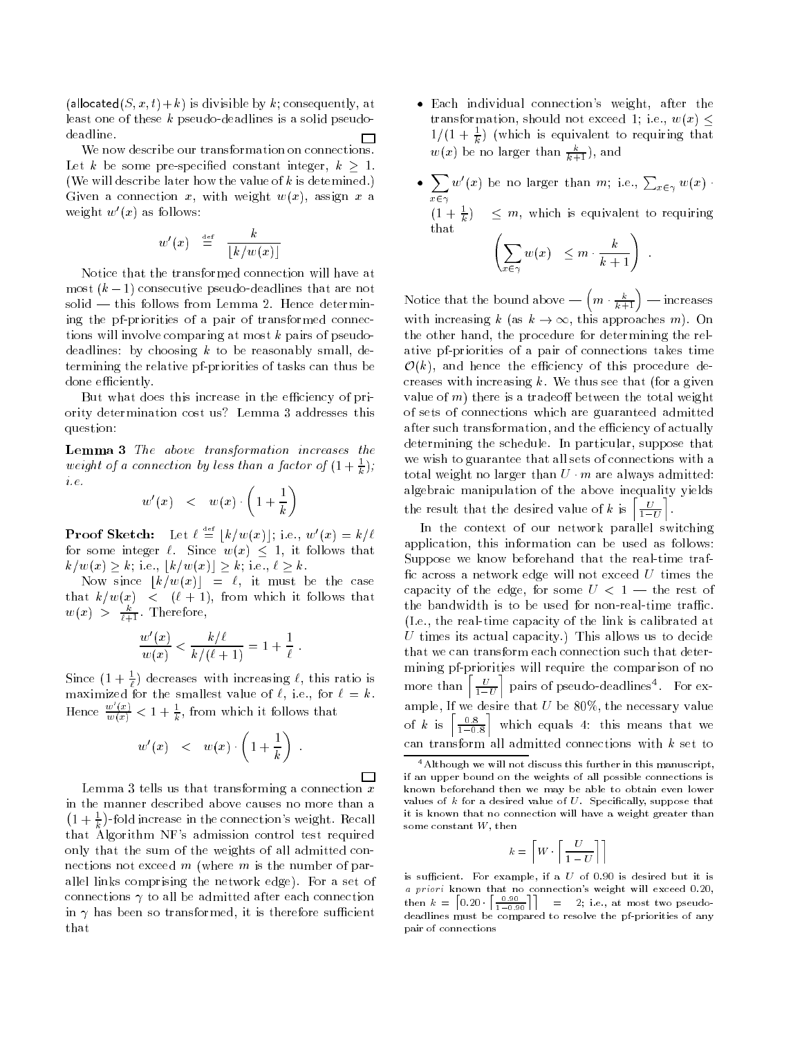(allocated$(S, x, t) + k$) is divisible by $k$; consequently, at least one of these $k$ pseudo-deadlines is a solid pseudo-deadline. □

We now describe our transformation on connections. Let $k$ be some pre-specified constant integer, $k \geq 1$. (We will describe later how the value of $k$ is detemined.) Given a connection $x$, with weight $w(x)$, assign $x$ a weight $w'(x)$ as follows:

$$w'(x) \stackrel{\text{def}}{=} \frac{k}{\lfloor k/w(x) \rfloor}$$

Notice that the transformed connection will have at most $(k-1)$ consecutive pseudo-deadlines that are not solid — this follows from Lemma 2. Hence determining the pf-priorities of a pair of transformed connections will involve comparing at most $k$ pairs of pseudo-deadlines: by choosing $k$ to be reasonably small, determining the relative pf-priorities of tasks can thus be done efficiently.

But what does this increase in the efficiency of priority determination cost us? Lemma 3 addresses this question:

**Lemma 3** *The above transformation increases the weight of a connection by less than a factor of $(1 + \frac{1}{k})$; i.e.*

$$w'(x) < w(x) \cdot \left(1 + \frac{1}{k}\right)$$

**Proof Sketch:** Let $\ell \stackrel{\text{def}}{=} \lfloor k/w(x) \rfloor$; i.e., $w'(x) = k/\ell$ for some integer $\ell$. Since $w(x) \leq 1$, it follows that $k/w(x) \geq k$; i.e., $\lfloor k/w(x) \rfloor \geq k$; i.e., $\ell \geq k$.

Now since $\lfloor k/w(x) \rfloor = \ell$, it must be the case that $k/w(x) < (\ell + 1)$, from which it follows that $w(x) > \frac{k}{\ell+1}$. Therefore,

$$\frac{w'(x)}{w(x)} < \frac{k/\ell}{k/(\ell+1)} = 1 + \frac{1}{\ell}\ .$$

Since $(1 + \frac{1}{\ell})$ decreases with increasing $\ell$, this ratio is maximized for the smallest value of $\ell$, i.e., for $\ell = k$. Hence $\frac{w'(x)}{w(x)} < 1 + \frac{1}{k}$, from which it follows that

$$w'(x) < w(x) \cdot \left(1 + \frac{1}{k}\right)\ .$$

□

Lemma 3 tells us that transforming a connection $x$ in the manner described above causes no more than a $(1 + \frac{1}{k})$-fold increase in the connection's weight. Recall that Algorithm NF's admission control test required only that the sum of the weights of all admitted connections not exceed $m$ (where $m$ is the number of parallel links comprising the network edge). For a set of connections $\gamma$ to all be admitted after each connection in $\gamma$ has been so transformed, it is therefore sufficient that

- Each individual connection's weight, after the transformation, should not exceed 1; i.e., $w(x) \leq 1/(1 + \frac{1}{k})$ (which is equivalent to requiring that $w(x)$ be no larger than $\frac{k}{k+1}$), and
- $\sum_{x \in \gamma} w'(x)$ be no larger than $m$; i.e., $\sum_{x \in \gamma} w(x) \cdot (1 + \frac{1}{k}) \leq m$, which is equivalent to requiring that
$$\left(\sum_{x \in \gamma} w(x) \leq m \cdot \frac{k}{k+1}\right)\ .$$

Notice that the bound above — $\left(m \cdot \frac{k}{k+1}\right)$ — increases with increasing $k$ (as $k \rightarrow \infty$, this approaches $m$). On the other hand, the procedure for determining the relative pf-priorities of a pair of connections takes time $\mathcal{O}(k)$, and hence the efficiency of this procedure decreases with increasing $k$. We thus see that (for a given value of $m$) there is a tradeoff between the total weight of sets of connections which are guaranteed admitted after such transformation, and the efficiency of actually determining the schedule. In particular, suppose that we wish to guarantee that all sets of connections with a total weight no larger than $U \cdot m$ are always admitted: algebraic manipulation of the above inequality yields the result that the desired value of $k$ is $\left\lceil \frac{U}{1-U} \right\rceil$.

In the context of our network parallel switching application, this information can be used as follows: Suppose we know beforehand that the real-time traffic across a network edge will not exceed $U$ times the capacity of the edge, for some $U < 1$ — the rest of the bandwidth is to be used for non-real-time traffic. (I.e., the real-time capacity of the link is calibrated at $U$ times its actual capacity.) This allows us to decide that we can transform each connection such that determining pf-priorities will require the comparison of no more than $\left\lceil \frac{U}{1-U} \right\rceil$ pairs of pseudo-deadlines[4]. For example, If we desire that $U$ be 80%, the necessary value of $k$ is $\left\lceil \frac{0.8}{1-0.8} \right\rceil$ which equals 4: this means that we can transform all admitted connections with $k$ set to

[4] Although we will not discuss this further in this manuscript, if an upper bound on the weights of all possible connections is known beforehand then we may be able to obtain even lower values of $k$ for a desired value of $U$. Specifically, suppose that it is known that no connection will have a weight greater than some constant $W$, then

$$k = \left\lceil W \cdot \left\lceil \frac{U}{1-U} \right\rceil \right\rceil$$

is sufficient. For example, if a $U$ of 0.90 is desired but it is *a priori* known that no connection's weight will exceed 0.20, then $k = \left\lceil 0.20 \cdot \left\lceil \frac{0.90}{1-0.90} \right\rceil \right\rceil = 2$; i.e., at most two pseudo-deadlines must be compared to resolve the pf-priorities of any pair of connections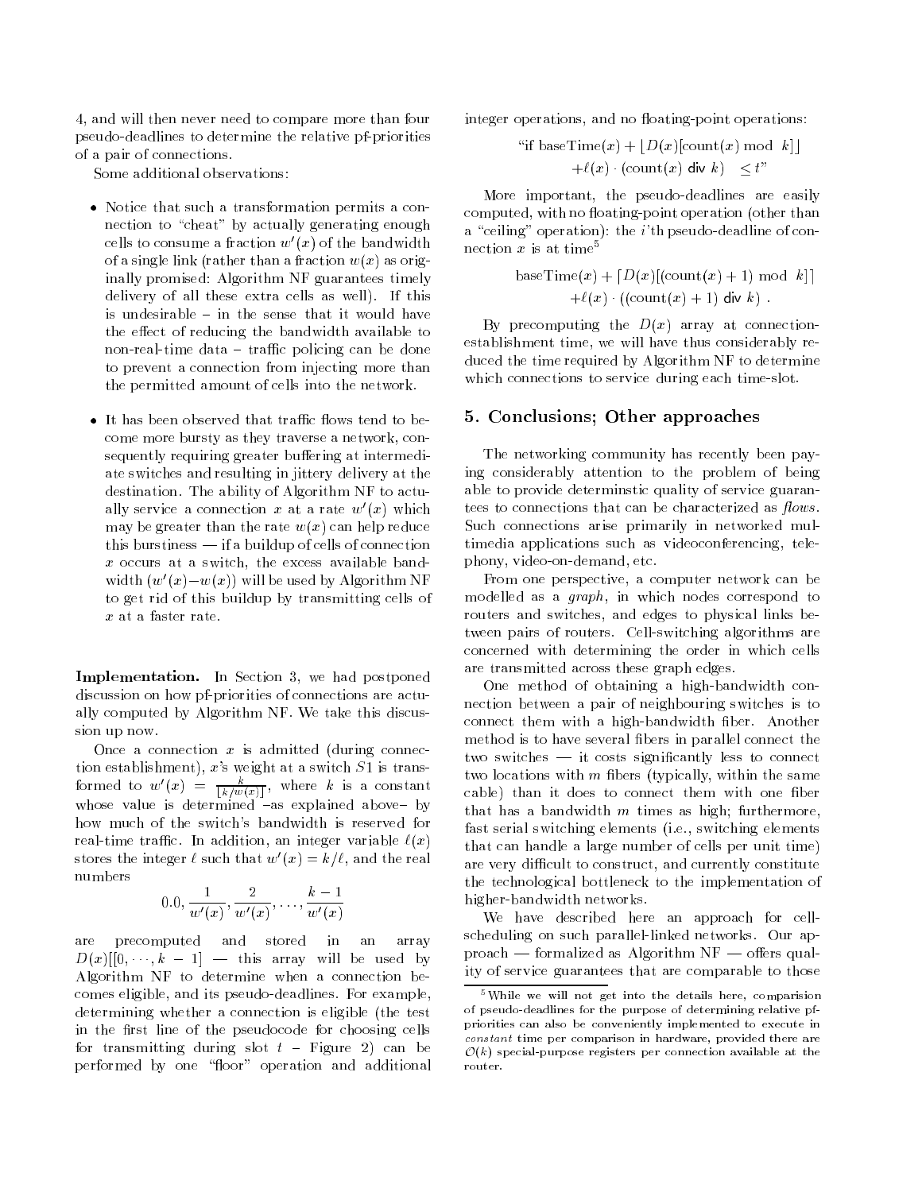4, and will then never need to compare more than four pseudo-deadlines to determine the relative pf-priorities of a pair of connections.

Some additional observations:

- Notice that such a transformation permits a connection to "cheat" by actually generating enough cells to consume a fraction $w'(x)$ of the bandwidth of a single link (rather than a fraction $w(x)$ as originally promised: Algorithm NF guarantees timely delivery of all these extra cells as well). If this is undesirable – in the sense that it would have the effect of reducing the bandwidth available to non-real-time data – traffic policing can be done to prevent a connection from injecting more than the permitted amount of cells into the network.

- It has been observed that traffic flows tend to become more bursty as they traverse a network, consequently requiring greater buffering at intermediate switches and resulting in jittery delivery at the destination. The ability of Algorithm NF to actually service a connection $x$ at a rate $w'(x)$ which may be greater than the rate $w(x)$ can help reduce this burstiness — if a buildup of cells of connection $x$ occurs at a switch, the excess available bandwidth $(w'(x) - w(x))$ will be used by Algorithm NF to get rid of this buildup by transmitting cells of $x$ at a faster rate.

**Implementation.** In Section 3, we had postponed discussion on how pf-priorities of connections are actually computed by Algorithm NF. We take this discussion up now.

Once a connection $x$ is admitted (during connection establishment), $x$'s weight at a switch $S1$ is transformed to $w'(x) = \frac{k}{\lceil k/w(x) \rceil}$, where $k$ is a constant whose value is determined –as explained above– by how much of the switch's bandwidth is reserved for real-time traffic. In addition, an integer variable $\ell(x)$ stores the integer $\ell$ such that $w'(x) = k/\ell$, and the real numbers

$$0.0, \frac{1}{w'(x)}, \frac{2}{w'(x)}, \ldots, \frac{k-1}{w'(x)}$$

are precomputed and stored in an array $D(x)[[0, \cdots, k-1]$ — this array will be used by Algorithm NF to determine when a connection becomes eligible, and its pseudo-deadlines. For example, determining whether a connection is eligible (the test in the first line of the pseudocode for choosing cells for transmitting during slot $t$ – Figure 2) can be performed by one "floor" operation and additional integer operations, and no floating-point operations:

$$\text{"if baseTime}(x) + \lfloor D(x)[\text{count}(x) \bmod k] \rfloor + \ell(x) \cdot (\text{count}(x) \operatorname{\mathsf{div}} k) \quad \leq t\text{"}$$

More important, the pseudo-deadlines are easily computed, with no floating-point operation (other than a "ceiling" operation): the $i$'th pseudo-deadline of connection $x$ is at time[5]

$$\text{baseTime}(x) + \lceil D(x)[(\text{count}(x)+1) \bmod k] \rceil + \ell(x) \cdot ((\text{count}(x)+1) \operatorname{\mathsf{div}} k) \ .$$

By precomputing the $D(x)$ array at connection-establishment time, we will have thus considerably reduced the time required by Algorithm NF to determine which connections to service during each time-slot.

## 5. Conclusions; Other approaches

The networking community has recently been paying considerably attention to the problem of being able to provide determinstic quality of service guarantees to connections that can be characterized as *flows*. Such connections arise primarily in networked multimedia applications such as videoconferencing, telephony, video-on-demand, etc.

From one perspective, a computer network can be modelled as a *graph*, in which nodes correspond to routers and switches, and edges to physical links between pairs of routers. Cell-switching algorithms are concerned with determining the order in which cells are transmitted across these graph edges.

One method of obtaining a high-bandwidth connection between a pair of neighbouring switches is to connect them with a high-bandwidth fiber. Another method is to have several fibers in parallel connect the two switches — it costs significantly less to connect two locations with $m$ fibers (typically, within the same cable) than it does to connect them with one fiber that has a bandwidth $m$ times as high; furthermore, fast serial switching elements (i.e., switching elements that can handle a large number of cells per unit time) are very difficult to construct, and currently constitute the technological bottleneck to the implementation of higher-bandwidth networks.

We have described here an approach for cell-scheduling on such parallel-linked networks. Our approach — formalized as Algorithm NF — offers quality of service guarantees that are comparable to those

[5] While we will not get into the details here, comparision of pseudo-deadlines for the purpose of determining relative pf-priorities can also be conveniently implemented to execute in *constant* time per comparison in hardware, provided there are $\mathcal{O}(k)$ special-purpose registers per connection available at the router.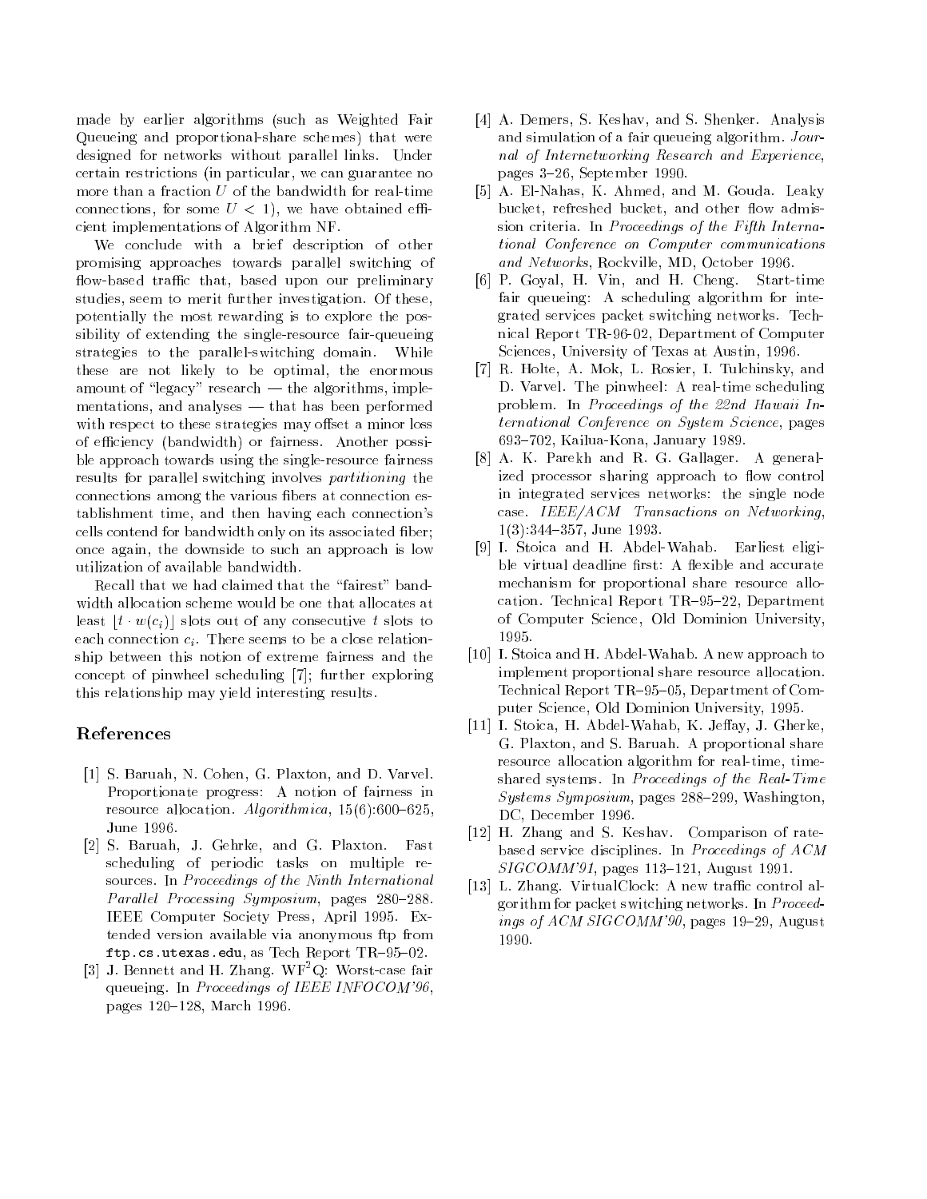made by earlier algorithms (such as Weighted Fair Queueing and proportional-share schemes) that were designed for networks without parallel links. Under certain restrictions (in particular, we can guarantee no more than a fraction $U$ of the bandwidth for real-time connections, for some $U < 1$), we have obtained efficient implementations of Algorithm NF.

We conclude with a brief description of other promising approaches towards parallel switching of flow-based traffic that, based upon our preliminary studies, seem to merit further investigation. Of these, potentially the most rewarding is to explore the possibility of extending the single-resource fair-queueing strategies to the parallel-switching domain. While these are not likely to be optimal, the enormous amount of "legacy" research — the algorithms, implementations, and analyses — that has been performed with respect to these strategies may offset a minor loss of efficiency (bandwidth) or fairness. Another possible approach towards using the single-resource fairness results for parallel switching involves *partitioning* the connections among the various fibers at connection establishment time, and then having each connection's cells contend for bandwidth only on its associated fiber; once again, the downside to such an approach is low utilization of available bandwidth.

Recall that we had claimed that the "fairest" bandwidth allocation scheme would be one that allocates at least $\lfloor t \cdot w(c_i) \rfloor$ slots out of any consecutive $t$ slots to each connection $c_i$. There seems to be a close relationship between this notion of extreme fairness and the concept of pinwheel scheduling [7]; further exploring this relationship may yield interesting results.

## References

[1] S. Baruah, N. Cohen, G. Plaxton, and D. Varvel. Proportionate progress: A notion of fairness in resource allocation. *Algorithmica*, 15(6):600–625, June 1996.

[2] S. Baruah, J. Gehrke, and G. Plaxton. Fast scheduling of periodic tasks on multiple resources. In *Proceedings of the Ninth International Parallel Processing Symposium*, pages 280–288. IEEE Computer Society Press, April 1995. Extended version available via anonymous ftp from `ftp.cs.utexas.edu`, as Tech Report TR–95–02.

[3] J. Bennett and H. Zhang. $WF^2Q$: Worst-case fair queueing. In *Proceedings of IEEE INFOCOM'96*, pages 120–128, March 1996.

[4] A. Demers, S. Keshav, and S. Shenker. Analysis and simulation of a fair queueing algorithm. *Journal of Internetworking Research and Experience*, pages 3–26, September 1990.

[5] A. El-Nahas, K. Ahmed, and M. Gouda. Leaky bucket, refreshed bucket, and other flow admission criteria. In *Proceedings of the Fifth International Conference on Computer communications and Networks*, Rockville, MD, October 1996.

[6] P. Goyal, H. Vin, and H. Cheng. Start-time fair queueing: A scheduling algorithm for integrated services packet switching networks. Technical Report TR-96-02, Department of Computer Sciences, University of Texas at Austin, 1996.

[7] R. Holte, A. Mok, L. Rosier, I. Tulchinsky, and D. Varvel. The pinwheel: A real-time scheduling problem. In *Proceedings of the 22nd Hawaii International Conference on System Science*, pages 693–702, Kailua-Kona, January 1989.

[8] A. K. Parekh and R. G. Gallager. A generalized processor sharing approach to flow control in integrated services networks: the single node case. *IEEE/ACM Transactions on Networking*, 1(3):344–357, June 1993.

[9] I. Stoica and H. Abdel-Wahab. Earliest eligible virtual deadline first: A flexible and accurate mechanism for proportional share resource allocation. Technical Report TR–95–22, Department of Computer Science, Old Dominion University, 1995.

[10] I. Stoica and H. Abdel-Wahab. A new approach to implement proportional share resource allocation. Technical Report TR–95–05, Department of Computer Science, Old Dominion University, 1995.

[11] I. Stoica, H. Abdel-Wahab, K. Jeffay, J. Gherke, G. Plaxton, and S. Baruah. A proportional share resource allocation algorithm for real-time, time-shared systems. In *Proceedings of the Real-Time Systems Symposium*, pages 288–299, Washington, DC, December 1996.

[12] H. Zhang and S. Keshav. Comparison of rate-based service disciplines. In *Proceedings of ACM SIGCOMM'91*, pages 113–121, August 1991.

[13] L. Zhang. VirtualClock: A new traffic control algorithm for packet switching networks. In *Proceedings of ACM SIGCOMM'90*, pages 19–29, August 1990.